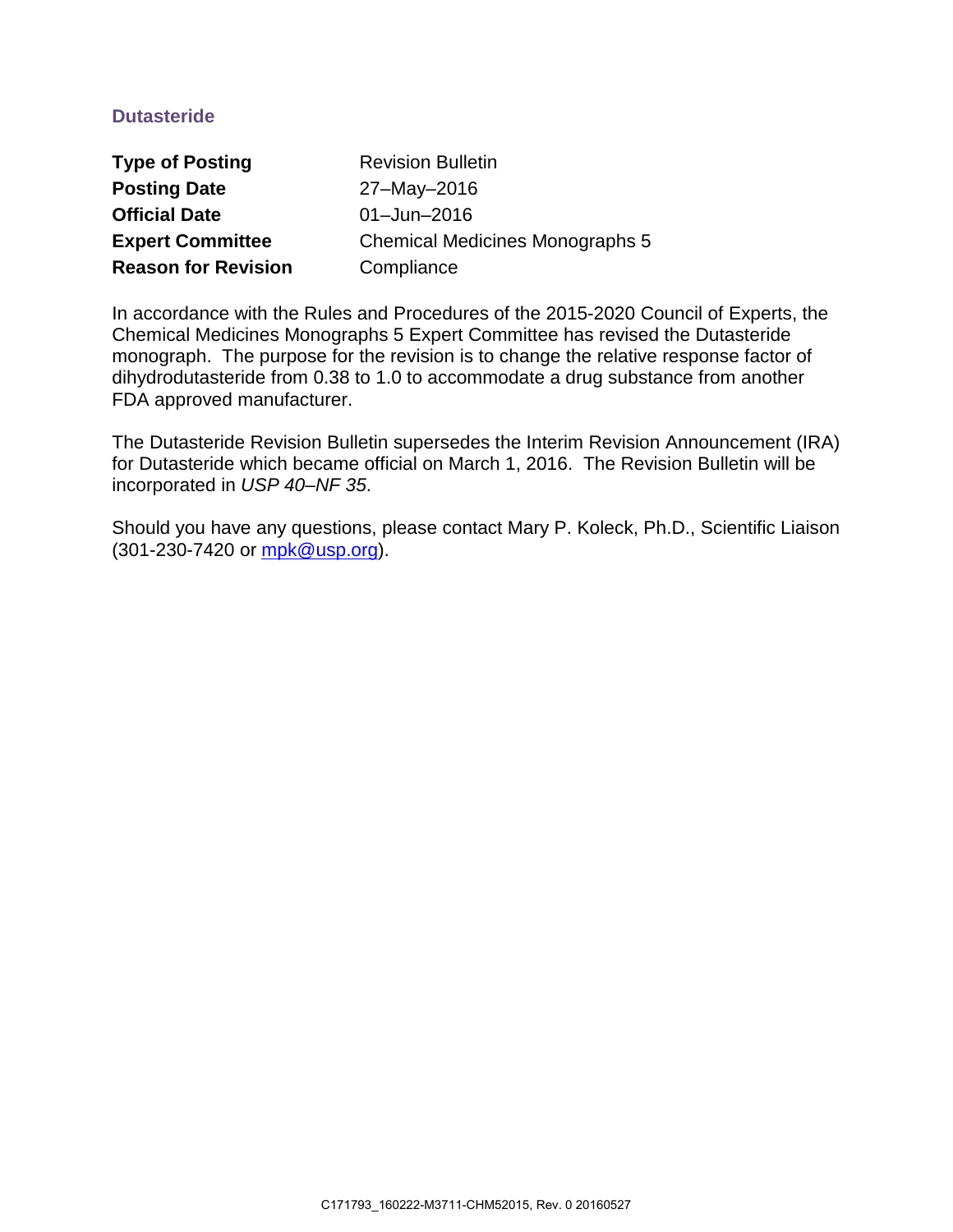## Dutasteride

**Type of Posting** Revision Bulletin
**Posting Date** 27–May–2016
**Official Date** 01–Jun–2016
**Expert Committee** Chemical Medicines Monographs 5
**Reason for Revision** Compliance

In accordance with the Rules and Procedures of the 2015-2020 Council of Experts, the Chemical Medicines Monographs 5 Expert Committee has revised the Dutasteride monograph. The purpose for the revision is to change the relative response factor of dihydrodutasteride from 0.38 to 1.0 to accommodate a drug substance from another FDA approved manufacturer.

The Dutasteride Revision Bulletin supersedes the Interim Revision Announcement (IRA) for Dutasteride which became official on March 1, 2016. The Revision Bulletin will be incorporated in *USP 40–NF 35*.

Should you have any questions, please contact Mary P. Koleck, Ph.D., Scientific Liaison (301-230-7420 or mpk@usp.org).

C171793_160222-M3711-CHM52015, Rev. 0 20160527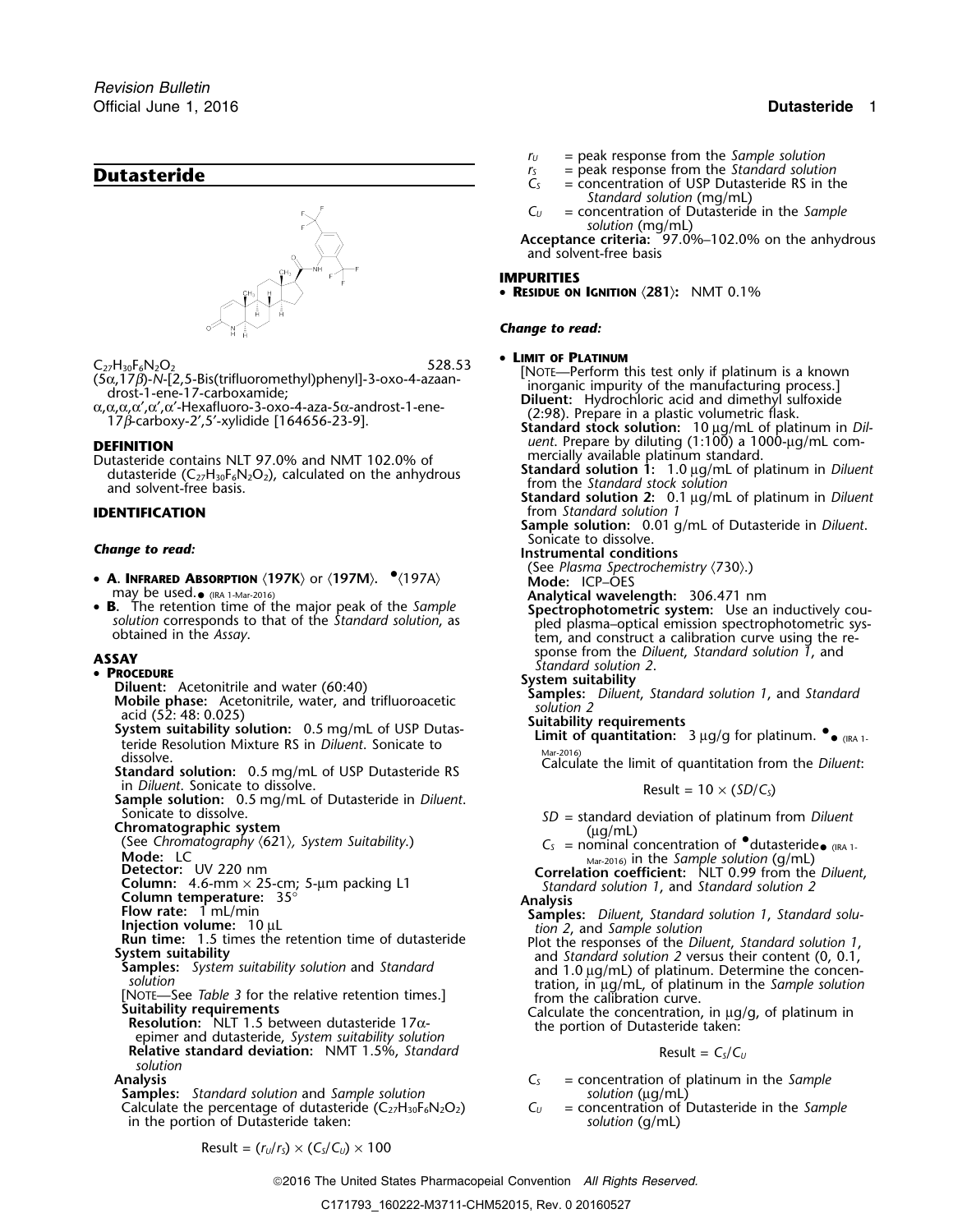# Dutasteride

$C_{27}H_{30}F_6N_2O_2$ 528.53

(5α,17β)-*N*-[2,5-Bis(trifluoromethyl)phenyl]-3-oxo-4-azaandrost-1-ene-17-carboxamide;

α,α,α,α′,α′,α′-Hexafluoro-3-oxo-4-aza-5α-androst-1-ene-17β-carboxy-2′,5′-xylidide [164656-23-9].

## DEFINITION

Dutasteride contains NLT 97.0% and NMT 102.0% of dutasteride ($C_{27}H_{30}F_6N_2O_2$), calculated on the anhydrous and solvent-free basis.

## IDENTIFICATION

***Change to read:***

- **A. Infrared Absorption** 〈197K〉 or 〈197M〉. •〈197A〉 may be used.• (IRA 1-Mar-2016)
- **B.** The retention time of the major peak of the *Sample solution* corresponds to that of the *Standard solution*, as obtained in the *Assay*.

## ASSAY

- **Procedure**

**Diluent:** Acetonitrile and water (60:40)

**Mobile phase:** Acetonitrile, water, and trifluoroacetic acid (52: 48: 0.025)

**System suitability solution:** 0.5 mg/mL of USP Dutasteride Resolution Mixture RS in *Diluent*. Sonicate to dissolve.

**Standard solution:** 0.5 mg/mL of USP Dutasteride RS in *Diluent*. Sonicate to dissolve.

**Sample solution:** 0.5 mg/mL of Dutasteride in *Diluent*. Sonicate to dissolve.

**Chromatographic system**

(See *Chromatography* 〈621〉*, System Suitability*.)

**Mode:** LC

**Detector:** UV 220 nm

**Column:** 4.6-mm × 25-cm; 5-µm packing L1

**Column temperature:** 35°

**Flow rate:** 1 mL/min

**Injection volume:** 10 µL

**Run time:** 1.5 times the retention time of dutasteride

**System suitability**

**Samples:** *System suitability solution* and *Standard solution*

[Note—See *Table 3* for the relative retention times.]

**Suitability requirements**

**Resolution:** NLT 1.5 between dutasteride 17α-epimer and dutasteride, *System suitability solution*

**Relative standard deviation:** NMT 1.5%, *Standard solution*

**Analysis**

**Samples:** *Standard solution* and *Sample solution*

Calculate the percentage of dutasteride ($C_{27}H_{30}F_6N_2O_2$) in the portion of Dutasteride taken:

$$\text{Result} = (r_U/r_S) \times (C_S/C_U) \times 100$$

$r_U$ = peak response from the *Sample solution*

$r_S$ = peak response from the *Standard solution*

$C_S$ = concentration of USP Dutasteride RS in the *Standard solution* (mg/mL)

$C_U$ = concentration of Dutasteride in the *Sample solution* (mg/mL)

**Acceptance criteria:** 97.0%–102.0% on the anhydrous and solvent-free basis

## IMPURITIES

- **Residue on Ignition** 〈281〉**:** NMT 0.1%

***Change to read:***

- **Limit of Platinum**

[Note—Perform this test only if platinum is a known inorganic impurity of the manufacturing process.]

**Diluent:** Hydrochloric acid and dimethyl sulfoxide (2:98). Prepare in a plastic volumetric flask.

**Standard stock solution:** 10 µg/mL of platinum in *Diluent*. Prepare by diluting (1:100) a 1000-µg/mL commercially available platinum standard.

**Standard solution 1:** 1.0 µg/mL of platinum in *Diluent* from the *Standard stock solution*

**Standard solution 2:** 0.1 µg/mL of platinum in *Diluent* from *Standard solution 1*

**Sample solution:** 0.01 g/mL of Dutasteride in *Diluent*. Sonicate to dissolve.

**Instrumental conditions**

(See *Plasma Spectrochemistry* 〈730〉.)

**Mode:** ICP–OES

**Analytical wavelength:** 306.471 nm

**Spectrophotometric system:** Use an inductively coupled plasma–optical emission spectrophotometric system, and construct a calibration curve using the response from the *Diluent*, *Standard solution 1*, and *Standard solution 2*.

**System suitability**

**Samples:** *Diluent*, *Standard solution 1*, and *Standard solution 2*

**Suitability requirements**

**Limit of quantitation:** 3 µg/g for platinum. •• (IRA 1-Mar-2016)

Calculate the limit of quantitation from the *Diluent*:

$$\text{Result} = 10 \times (SD/C_S)$$

$SD$ = standard deviation of platinum from *Diluent* (µg/mL)

$C_S$ = nominal concentration of •dutasteride• (IRA 1-Mar-2016) in the *Sample solution* (g/mL)

**Correlation coefficient:** NLT 0.99 from the *Diluent*, *Standard solution 1*, and *Standard solution 2*

**Analysis**

**Samples:** *Diluent*, *Standard solution 1*, *Standard solution 2*, and *Sample solution*

Plot the responses of the *Diluent*, *Standard solution 1*, and *Standard solution 2* versus their content (0, 0.1, and 1.0 µg/mL) of platinum. Determine the concentration, in µg/mL, of platinum in the *Sample solution* from the calibration curve.

Calculate the concentration, in µg/g, of platinum in the portion of Dutasteride taken:

$$\text{Result} = C_S/C_U$$

$C_S$ = concentration of platinum in the *Sample solution* (µg/mL)

$C_U$ = concentration of Dutasteride in the *Sample solution* (g/mL)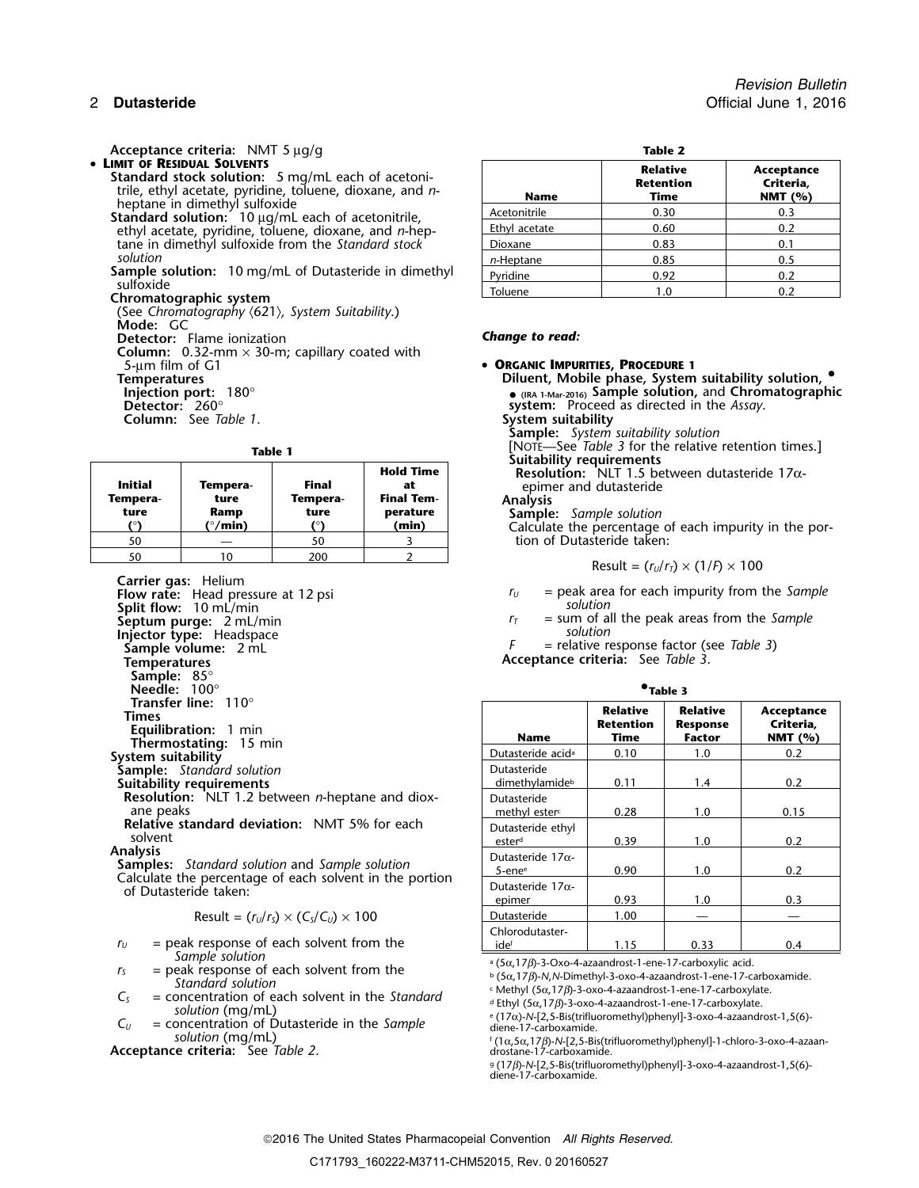**Acceptance criteria:** NMT 5 µg/g

- **Limit of Residual Solvents**

**Standard stock solution:** 5 mg/mL each of acetonitrile, ethyl acetate, pyridine, toluene, dioxane, and *n*-heptane in dimethyl sulfoxide

**Standard solution:** 10 µg/mL each of acetonitrile, ethyl acetate, pyridine, toluene, dioxane, and *n*-heptane in dimethyl sulfoxide from the *Standard stock solution*

**Sample solution:** 10 mg/mL of Dutasteride in dimethyl sulfoxide

**Chromatographic system**

(See *Chromatography* ⟨621⟩, *System Suitability*.)

**Mode:** GC

**Detector:** Flame ionization

**Column:** 0.32-mm × 30-m; capillary coated with 5-µm film of G1

**Temperatures**

**Injection port:** 180°

**Detector:** 260°

**Column:** See *Table 1*.

**Table 1**

| Initial Temperature (°) | Temperature Ramp (°/min) | Final Temperature (°) | Hold Time at Final Temperature (min) |
|---|---|---|---|
| 50 | — | 50 | 3 |
| 50 | 10 | 200 | 2 |

**Carrier gas:** Helium

**Flow rate:** Head pressure at 12 psi

**Split flow:** 10 mL/min

**Septum purge:** 2 mL/min

**Injector type:** Headspace

**Sample volume:** 2 mL

**Temperatures**

**Sample:** 85°

**Needle:** 100°

**Transfer line:** 110°

**Times**

**Equilibration:** 1 min

**Thermostating:** 15 min

**System suitability**

**Sample:** *Standard solution*

**Suitability requirements**

**Resolution:** NLT 1.2 between *n*-heptane and dioxane peaks

**Relative standard deviation:** NMT 5% for each solvent

**Analysis**

**Samples:** *Standard solution* and *Sample solution*

Calculate the percentage of each solvent in the portion of Dutasteride taken:

$$\text{Result} = (r_U/r_S) \times (C_S/C_U) \times 100$$

$r_U$ = peak response of each solvent from the *Sample solution*

$r_S$ = peak response of each solvent from the *Standard solution*

$C_S$ = concentration of each solvent in the *Standard solution* (mg/mL)

$C_U$ = concentration of Dutasteride in the *Sample solution* (mg/mL)

**Acceptance criteria:** See *Table 2*.

**Table 2**

| Name | Relative Retention Time | Acceptance Criteria, NMT (%) |
|---|---|---|
| Acetonitrile | 0.30 | 0.3 |
| Ethyl acetate | 0.60 | 0.2 |
| Dioxane | 0.83 | 0.1 |
| *n*-Heptane | 0.85 | 0.5 |
| Pyridine | 0.92 | 0.2 |
| Toluene | 1.0 | 0.2 |

***Change to read:***

- **Organic Impurities, Procedure 1**

**Diluent, Mobile phase, System suitability solution,** • (IRA 1-Mar-2016) **Sample solution,** and **Chromatographic system:** Proceed as directed in the *Assay*.

**System suitability**

**Sample:** *System suitability solution*

[Note—See *Table 3* for the relative retention times.]

**Suitability requirements**

**Resolution:** NLT 1.5 between dutasteride 17α-epimer and dutasteride

**Analysis**

**Sample:** *Sample solution*

Calculate the percentage of each impurity in the portion of Dutasteride taken:

$$\text{Result} = (r_U/r_T) \times (1/F) \times 100$$

$r_U$ = peak area for each impurity from the *Sample solution*

$r_T$ = sum of all the peak areas from the *Sample solution*

$F$ = relative response factor (see *Table 3*)

**Acceptance criteria:** See *Table 3*.

•**Table 3**

| Name | Relative Retention Time | Relative Response Factor | Acceptance Criteria, NMT (%) |
|---|---|---|---|
| Dutasteride acid[a] | 0.10 | 1.0 | 0.2 |
| Dutasteride dimethylamide[b] | 0.11 | 1.4 | 0.2 |
| Dutasteride methyl ester[c] | 0.28 | 1.0 | 0.15 |
| Dutasteride ethyl ester[d] | 0.39 | 1.0 | 0.2 |
| Dutasteride 17α-5-ene[e] | 0.90 | 1.0 | 0.2 |
| Dutasteride 17α-epimer | 0.93 | 1.0 | 0.3 |
| Dutasteride | 1.00 | — | — |
| Chlorodutasteride[f] | 1.15 | 0.33 | 0.4 |

[a] (5α,17β)-3-Oxo-4-azaandrost-1-ene-17-carboxylic acid.

[b] (5α,17β)-*N*,*N*-Dimethyl-3-oxo-4-azaandrost-1-ene-17-carboxamide.

[c] Methyl (5α,17β)-3-oxo-4-azaandrost-1-ene-17-carboxylate.

[d] Ethyl (5α,17β)-3-oxo-4-azaandrost-1-ene-17-carboxylate.

[e] (17α)-*N*-[2,5-Bis(trifluoromethyl)phenyl]-3-oxo-4-azaandrost-1,5(6)-diene-17-carboxamide.

[f] (1α,5α,17β)-*N*-[2,5-Bis(trifluoromethyl)phenyl]-1-chloro-3-oxo-4-azaandrostane-17-carboxamide.

[g] (17β)-*N*-[2,5-Bis(trifluoromethyl)phenyl]-3-oxo-4-azaandrost-1,5(6)-diene-17-carboxamide.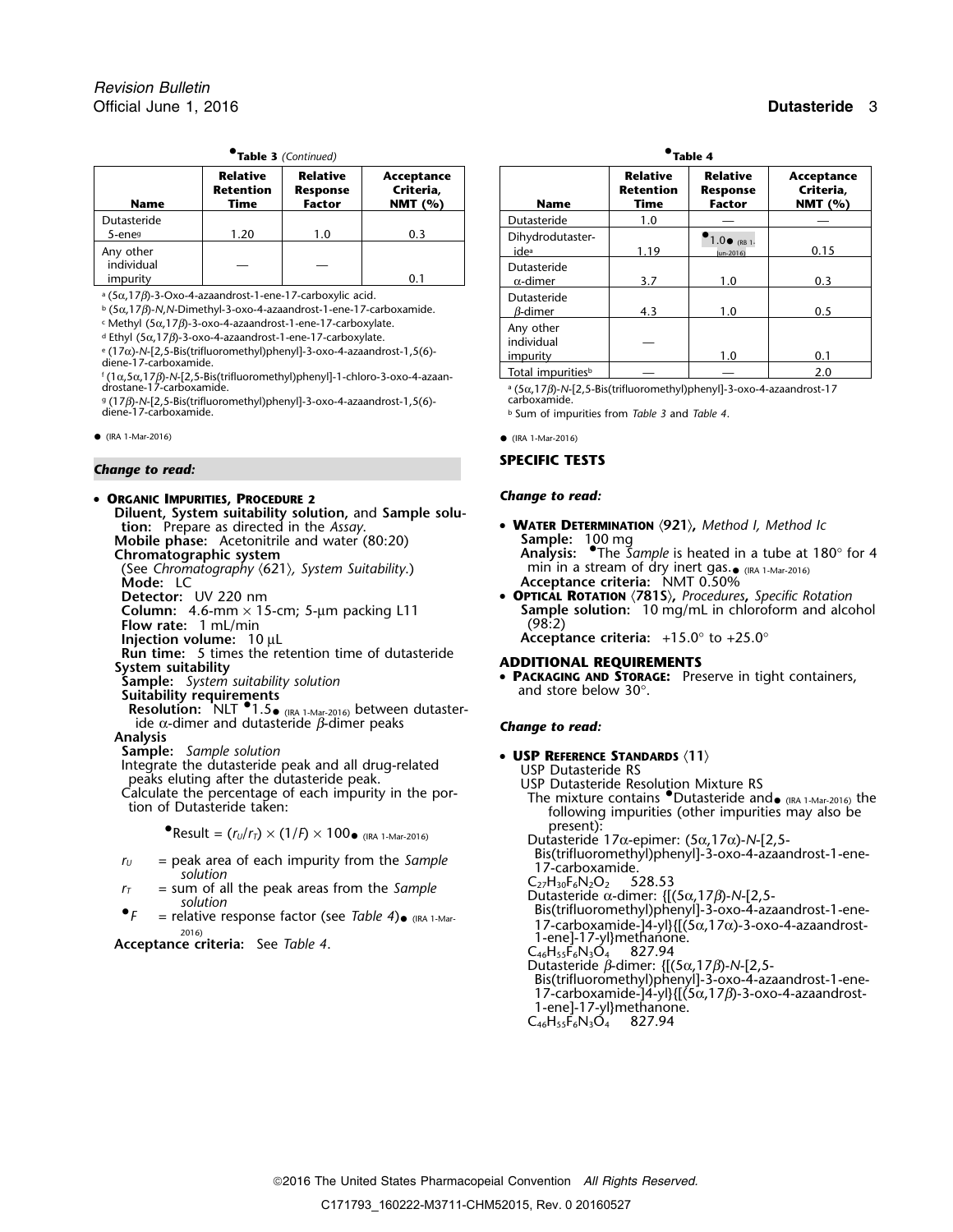•**Table 3** *(Continued)*

| Name | Relative Retention Time | Relative Response Factor | Acceptance Criteria, NMT (%) |
|---|---|---|---|
| Dutasteride 5-ene[g] | 1.20 | 1.0 | 0.3 |
| Any other individual impurity | — | — | 0.1 |

[a] (5α,17β)-3-Oxo-4-azaandrost-1-ene-17-carboxylic acid.
[b] (5α,17β)-*N*,*N*-Dimethyl-3-oxo-4-azaandrost-1-ene-17-carboxamide.
[c] Methyl (5α,17β)-3-oxo-4-azaandrost-1-ene-17-carboxylate.
[d] Ethyl (5α,17β)-3-oxo-4-azaandrost-1-ene-17-carboxylate.
[e] (17α)-*N*-[2,5-Bis(trifluoromethyl)phenyl]-3-oxo-4-azaandrost-1,5(6)-diene-17-carboxamide.
[f] (1α,5α,17β)-*N*-[2,5-Bis(trifluoromethyl)phenyl]-1-chloro-3-oxo-4-azaandrostane-17-carboxamide.
[g] (17β)-*N*-[2,5-Bis(trifluoromethyl)phenyl]-3-oxo-4-azaandrost-1,5(6)-diene-17-carboxamide.

● (IRA 1-Mar-2016)

*Change to read:*

- **Organic Impurities, Procedure 2**

**Diluent, System suitability solution,** and **Sample solution:** Prepare as directed in the *Assay*.
**Mobile phase:** Acetonitrile and water (80:20)
**Chromatographic system**
(See *Chromatography* ⟨621⟩, *System Suitability*.)
**Mode:** LC
**Detector:** UV 220 nm
**Column:** 4.6-mm × 15-cm; 5-µm packing L11
**Flow rate:** 1 mL/min
**Injection volume:** 10 µL
**Run time:** 5 times the retention time of dutasteride
**System suitability**
**Sample:** *System suitability solution*
**Suitability requirements**
**Resolution:** NLT •1.5● (IRA 1-Mar-2016) between dutasteride α-dimer and dutasteride β-dimer peaks
**Analysis**
**Sample:** *Sample solution*
Integrate the dutasteride peak and all drug-related peaks eluting after the dutasteride peak.
Calculate the percentage of each impurity in the portion of Dutasteride taken:

$$•\text{Result} = (r_U/r_T) \times (1/F) \times 100● \text{ (IRA 1-Mar-2016)}$$

$r_U$ = peak area of each impurity from the *Sample solution*
$r_T$ = sum of all the peak areas from the *Sample solution*
•$F$ = relative response factor (see *Table 4*)● (IRA 1-Mar-2016)

**Acceptance criteria:** See *Table 4*.

•**Table 4**

| Name | Relative Retention Time | Relative Response Factor | Acceptance Criteria, NMT (%) |
|---|---|---|---|
| Dutasteride | 1.0 | — | — |
| Dihydrodutasteride[a] | 1.19 | •1.0● (RB 1-Jun-2016) | 0.15 |
| Dutasteride α-dimer | 3.7 | 1.0 | 0.3 |
| Dutasteride β-dimer | 4.3 | 1.0 | 0.5 |
| Any other individual impurity | — | 1.0 | 0.1 |
| Total impurities[b] | — | — | 2.0 |

[a] (5α,17β)-*N*-[2,5-Bis(trifluoromethyl)phenyl]-3-oxo-4-azaandrost-17 carboxamide.
[b] Sum of impurities from *Table 3* and *Table 4*.

● (IRA 1-Mar-2016)

## SPECIFIC TESTS

*Change to read:*

- **Water Determination** ⟨921⟩**,** *Method I, Method Ic*

**Sample:** 100 mg
**Analysis:** •The *Sample* is heated in a tube at 180° for 4 min in a stream of dry inert gas.● (IRA 1-Mar-2016)
**Acceptance criteria:** NMT 0.50%

- **Optical Rotation** ⟨781S⟩**,** *Procedures, Specific Rotation*

**Sample solution:** 10 mg/mL in chloroform and alcohol (98:2)
**Acceptance criteria:** +15.0° to +25.0°

## ADDITIONAL REQUIREMENTS

- **Packaging and Storage:** Preserve in tight containers, and store below 30°.

*Change to read:*

- **USP Reference Standards** ⟨11⟩

USP Dutasteride RS
USP Dutasteride Resolution Mixture RS
The mixture contains •Dutasteride and● (IRA 1-Mar-2016) the following impurities (other impurities may also be present):
Dutasteride 17α-epimer: (5α,17α)-*N*-[2,5-Bis(trifluoromethyl)phenyl]-3-oxo-4-azaandrost-1-ene-17-carboxamide.
$C_{27}H_{30}F_6N_2O_2$ 528.53
Dutasteride α-dimer: {[(5α,17β)-*N*-[2,5-Bis(trifluoromethyl)phenyl]-3-oxo-4-azaandrost-1-ene-17-carboxamide-]4-yl}{[(5α,17α)-3-oxo-4-azaandrost-1-ene]-17-yl}methanone.
$C_{46}H_{55}F_6N_3O_4$ 827.94
Dutasteride β-dimer: {[(5α,17β)-*N*-[2,5-Bis(trifluoromethyl)phenyl]-3-oxo-4-azaandrost-1-ene-17-carboxamide-]4-yl}{[(5α,17β)-3-oxo-4-azaandrost-1-ene]-17-yl}methanone.
$C_{46}H_{55}F_6N_3O_4$ 827.94